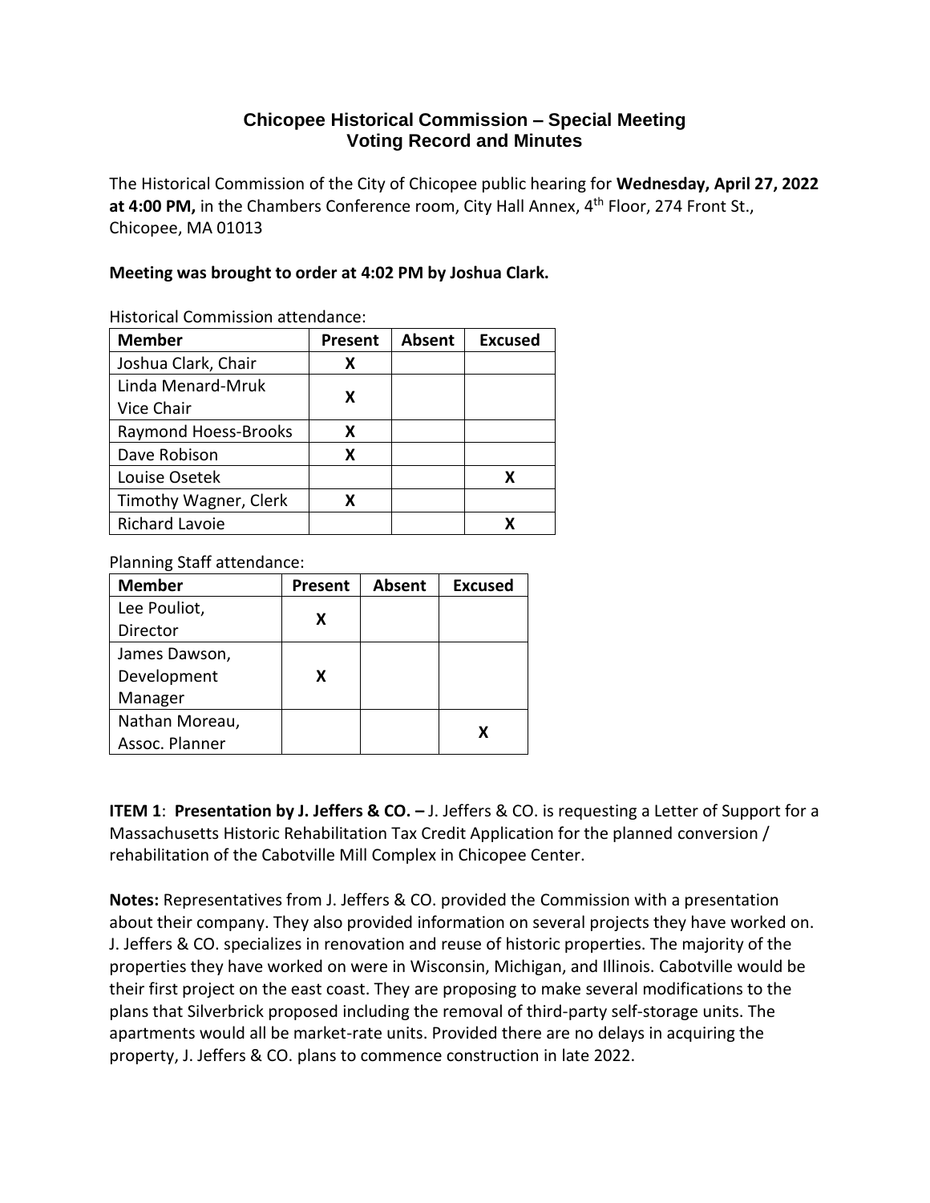# Chicopee Historical Commission – Special Meeting
## Voting Record and Minutes

The Historical Commission of the City of Chicopee public hearing for **Wednesday, April 27, 2022 at 4:00 PM,** in the Chambers Conference room, City Hall Annex, 4th Floor, 274 Front St., Chicopee, MA 01013

**Meeting was brought to order at 4:02 PM by Joshua Clark.**

Historical Commission attendance:

| Member | Present | Absent | Excused |
|---|---|---|---|
| Joshua Clark, Chair | X | | |
| Linda Menard-Mruk Vice Chair | X | | |
| Raymond Hoess-Brooks | X | | |
| Dave Robison | X | | |
| Louise Osetek | | | X |
| Timothy Wagner, Clerk | X | | |
| Richard Lavoie | | | X |

Planning Staff attendance:

| Member | Present | Absent | Excused |
|---|---|---|---|
| Lee Pouliot, Director | X | | |
| James Dawson, Development Manager | X | | |
| Nathan Moreau, Assoc. Planner | | | X |

**ITEM 1**: **Presentation by J. Jeffers & CO. –** J. Jeffers & CO. is requesting a Letter of Support for a Massachusetts Historic Rehabilitation Tax Credit Application for the planned conversion / rehabilitation of the Cabotville Mill Complex in Chicopee Center.

**Notes:** Representatives from J. Jeffers & CO. provided the Commission with a presentation about their company. They also provided information on several projects they have worked on. J. Jeffers & CO. specializes in renovation and reuse of historic properties. The majority of the properties they have worked on were in Wisconsin, Michigan, and Illinois. Cabotville would be their first project on the east coast. They are proposing to make several modifications to the plans that Silverbrick proposed including the removal of third-party self-storage units. The apartments would all be market-rate units. Provided there are no delays in acquiring the property, J. Jeffers & CO. plans to commence construction in late 2022.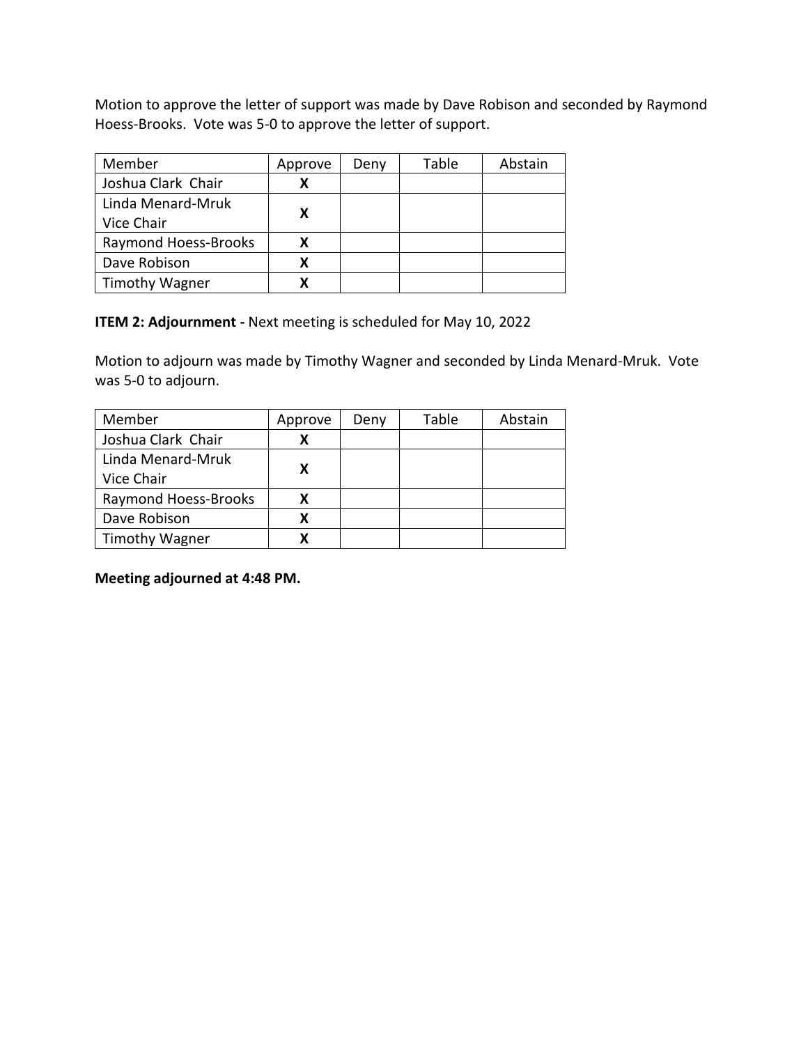Motion to approve the letter of support was made by Dave Robison and seconded by Raymond Hoess-Brooks. Vote was 5-0 to approve the letter of support.

| Member | Approve | Deny | Table | Abstain |
|---|---|---|---|---|
| Joshua Clark Chair | **X** | | | |
| Linda Menard-Mruk Vice Chair | **X** | | | |
| Raymond Hoess-Brooks | **X** | | | |
| Dave Robison | **X** | | | |
| Timothy Wagner | **X** | | | |

**ITEM 2: Adjournment -** Next meeting is scheduled for May 10, 2022

Motion to adjourn was made by Timothy Wagner and seconded by Linda Menard-Mruk. Vote was 5-0 to adjourn.

| Member | Approve | Deny | Table | Abstain |
|---|---|---|---|---|
| Joshua Clark Chair | **X** | | | |
| Linda Menard-Mruk Vice Chair | **X** | | | |
| Raymond Hoess-Brooks | **X** | | | |
| Dave Robison | **X** | | | |
| Timothy Wagner | **X** | | | |

**Meeting adjourned at 4:48 PM.**